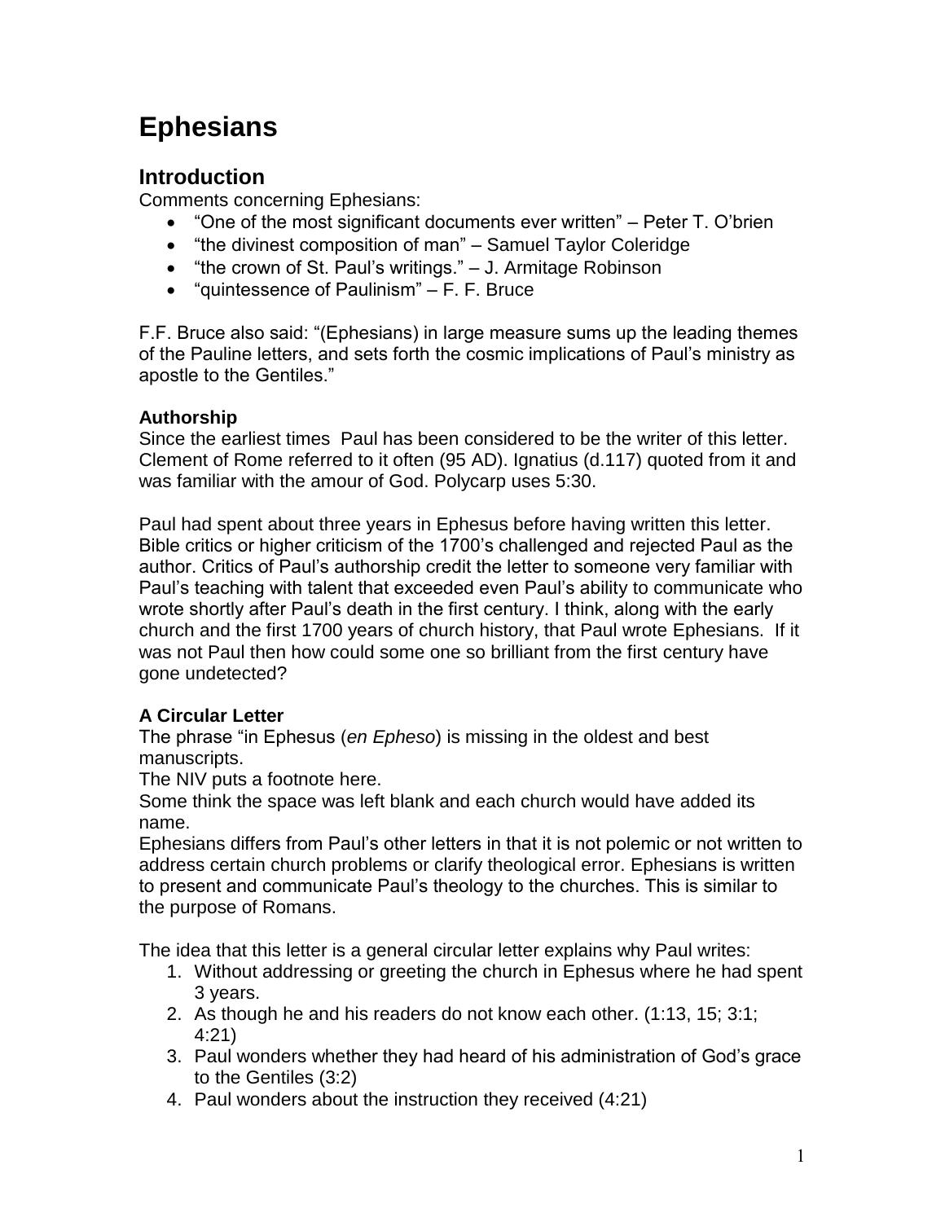# Ephesians

## Introduction

Comments concerning Ephesians:

- "One of the most significant documents ever written" – Peter T. O'brien
- "the divinest composition of man" – Samuel Taylor Coleridge
- "the crown of St. Paul's writings." – J. Armitage Robinson
- "quintessence of Paulinism" – F. F. Bruce

F.F. Bruce also said: "(Ephesians) in large measure sums up the leading themes of the Pauline letters, and sets forth the cosmic implications of Paul's ministry as apostle to the Gentiles."

**Authorship**

Since the earliest times Paul has been considered to be the writer of this letter. Clement of Rome referred to it often (95 AD). Ignatius (d.117) quoted from it and was familiar with the amour of God. Polycarp uses 5:30.

Paul had spent about three years in Ephesus before having written this letter. Bible critics or higher criticism of the 1700's challenged and rejected Paul as the author. Critics of Paul's authorship credit the letter to someone very familiar with Paul's teaching with talent that exceeded even Paul's ability to communicate who wrote shortly after Paul's death in the first century. I think, along with the early church and the first 1700 years of church history, that Paul wrote Ephesians. If it was not Paul then how could some one so brilliant from the first century have gone undetected?

**A Circular Letter**

The phrase "in Ephesus (*en Epheso*) is missing in the oldest and best manuscripts.
The NIV puts a footnote here.
Some think the space was left blank and each church would have added its name.
Ephesians differs from Paul's other letters in that it is not polemic or not written to address certain church problems or clarify theological error. Ephesians is written to present and communicate Paul's theology to the churches. This is similar to the purpose of Romans.

The idea that this letter is a general circular letter explains why Paul writes:

1. Without addressing or greeting the church in Ephesus where he had spent 3 years.
2. As though he and his readers do not know each other. (1:13, 15; 3:1; 4:21)
3. Paul wonders whether they had heard of his administration of God's grace to the Gentiles (3:2)
4. Paul wonders about the instruction they received (4:21)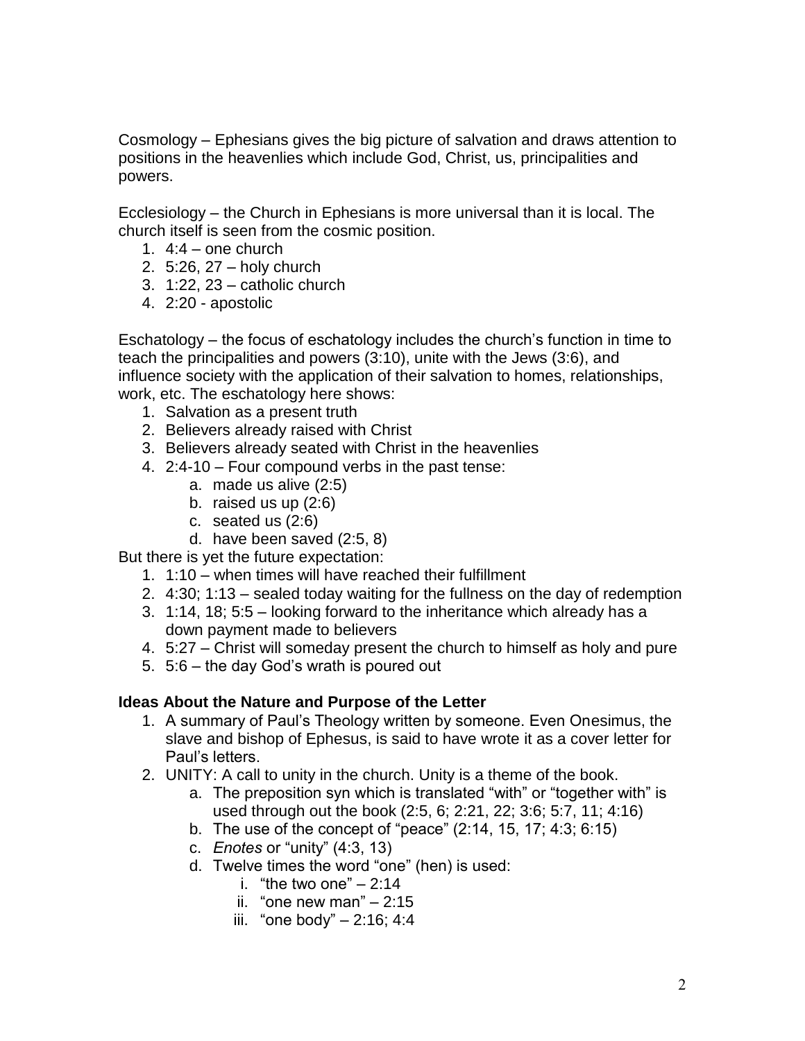Cosmology – Ephesians gives the big picture of salvation and draws attention to positions in the heavenlies which include God, Christ, us, principalities and powers.

Ecclesiology – the Church in Ephesians is more universal than it is local. The church itself is seen from the cosmic position.

1. 4:4 – one church
2. 5:26, 27 – holy church
3. 1:22, 23 – catholic church
4. 2:20 - apostolic

Eschatology – the focus of eschatology includes the church's function in time to teach the principalities and powers (3:10), unite with the Jews (3:6), and influence society with the application of their salvation to homes, relationships, work, etc. The eschatology here shows:

1. Salvation as a present truth
2. Believers already raised with Christ
3. Believers already seated with Christ in the heavenlies
4. 2:4-10 – Four compound verbs in the past tense:
    a. made us alive (2:5)
    b. raised us up (2:6)
    c. seated us (2:6)
    d. have been saved (2:5, 8)

But there is yet the future expectation:

1. 1:10 – when times will have reached their fulfillment
2. 4:30; 1:13 – sealed today waiting for the fullness on the day of redemption
3. 1:14, 18; 5:5 – looking forward to the inheritance which already has a down payment made to believers
4. 5:27 – Christ will someday present the church to himself as holy and pure
5. 5:6 – the day God's wrath is poured out

**Ideas About the Nature and Purpose of the Letter**

1. A summary of Paul's Theology written by someone. Even Onesimus, the slave and bishop of Ephesus, is said to have wrote it as a cover letter for Paul's letters.
2. UNITY: A call to unity in the church. Unity is a theme of the book.
    a. The preposition syn which is translated "with" or "together with" is used through out the book (2:5, 6; 2:21, 22; 3:6; 5:7, 11; 4:16)
    b. The use of the concept of "peace" (2:14, 15, 17; 4:3; 6:15)
    c. *Enotes* or "unity" (4:3, 13)
    d. Twelve times the word "one" (hen) is used:
        i. "the two one" – 2:14
        ii. "one new man" – 2:15
        iii. "one body" – 2:16; 4:4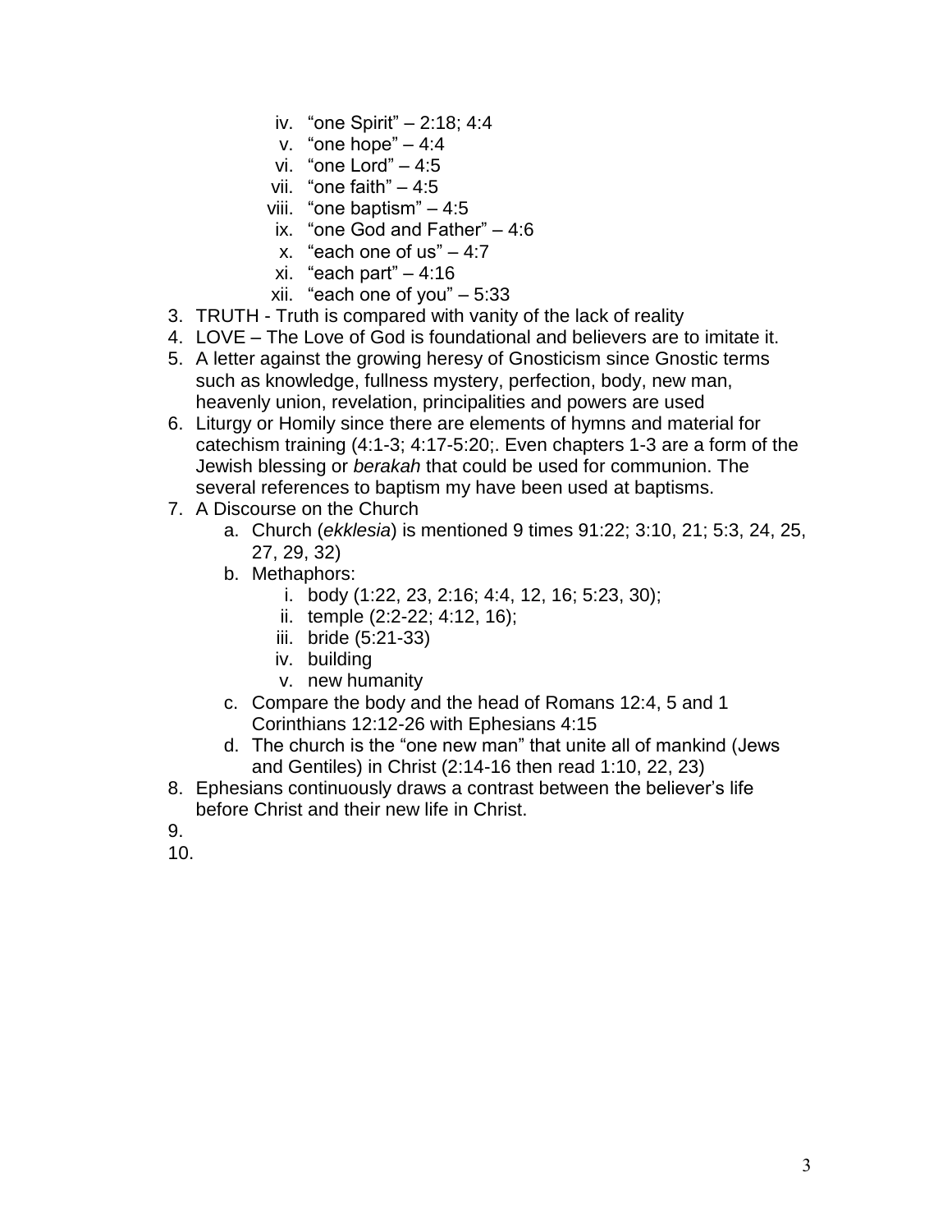iv. "one Spirit" – 2:18; 4:4
   v. "one hope" – 4:4
   vi. "one Lord" – 4:5
   vii. "one faith" – 4:5
   viii. "one baptism" – 4:5
   ix. "one God and Father" – 4:6
   x. "each one of us" – 4:7
   xi. "each part" – 4:16
   xii. "each one of you" – 5:33

3. TRUTH - Truth is compared with vanity of the lack of reality
4. LOVE – The Love of God is foundational and believers are to imitate it.
5. A letter against the growing heresy of Gnosticism since Gnostic terms such as knowledge, fullness mystery, perfection, body, new man, heavenly union, revelation, principalities and powers are used
6. Liturgy or Homily since there are elements of hymns and material for catechism training (4:1-3; 4:17-5:20;. Even chapters 1-3 are a form of the Jewish blessing or *berakah* that could be used for communion. The several references to baptism my have been used at baptisms.
7. A Discourse on the Church
   a. Church (*ekklesia*) is mentioned 9 times 91:22; 3:10, 21; 5:3, 24, 25, 27, 29, 32)
   b. Methaphors:
      i. body (1:22, 23, 2:16; 4:4, 12, 16; 5:23, 30);
      ii. temple (2:2-22; 4:12, 16);
      iii. bride (5:21-33)
      iv. building
      v. new humanity
   c. Compare the body and the head of Romans 12:4, 5 and 1 Corinthians 12:12-26 with Ephesians 4:15
   d. The church is the "one new man" that unite all of mankind (Jews and Gentiles) in Christ (2:14-16 then read 1:10, 22, 23)
8. Ephesians continuously draws a contrast between the believer's life before Christ and their new life in Christ.
9.
10.